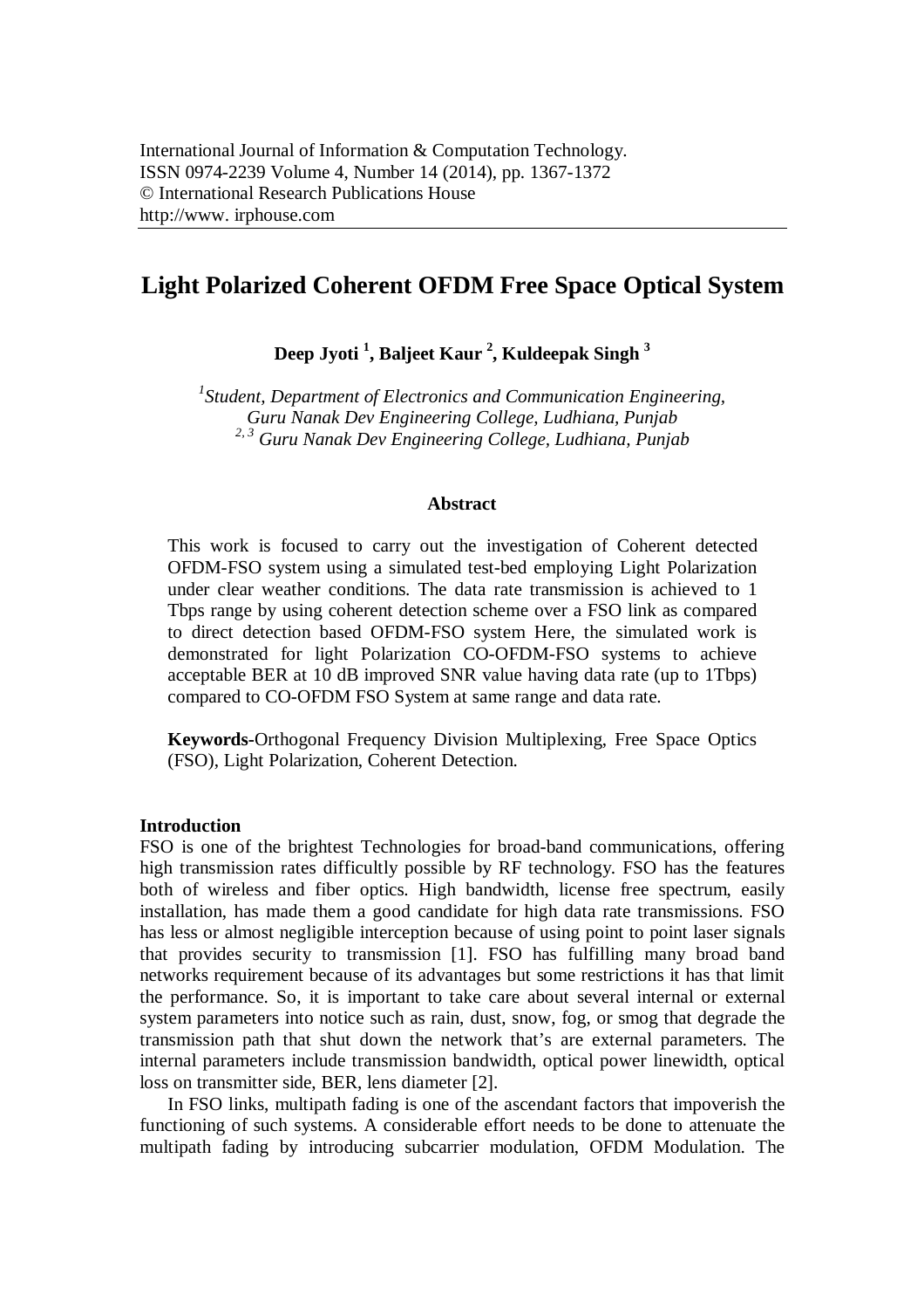International Journal of Information & Computation Technology.
ISSN 0974-2239 Volume 4, Number 14 (2014), pp. 1367-1372
© International Research Publications House
http://www. irphouse.com

# Light Polarized Coherent OFDM Free Space Optical System

**Deep Jyoti [1], Baljeet Kaur [2], Kuldeepak Singh [3]**

*[1]Student, Department of Electronics and Communication Engineering, Guru Nanak Dev Engineering College, Ludhiana, Punjab*
*[2, 3] Guru Nanak Dev Engineering College, Ludhiana, Punjab*

## Abstract

This work is focused to carry out the investigation of Coherent detected OFDM-FSO system using a simulated test-bed employing Light Polarization under clear weather conditions. The data rate transmission is achieved to 1 Tbps range by using coherent detection scheme over a FSO link as compared to direct detection based OFDM-FSO system Here, the simulated work is demonstrated for light Polarization CO-OFDM-FSO systems to achieve acceptable BER at 10 dB improved SNR value having data rate (up to 1Tbps) compared to CO-OFDM FSO System at same range and data rate.

**Keywords**-Orthogonal Frequency Division Multiplexing, Free Space Optics (FSO), Light Polarization, Coherent Detection.

## Introduction

FSO is one of the brightest Technologies for broad-band communications, offering high transmission rates difficultly possible by RF technology. FSO has the features both of wireless and fiber optics. High bandwidth, license free spectrum, easily installation, has made them a good candidate for high data rate transmissions. FSO has less or almost negligible interception because of using point to point laser signals that provides security to transmission [1]. FSO has fulfilling many broad band networks requirement because of its advantages but some restrictions it has that limit the performance. So, it is important to take care about several internal or external system parameters into notice such as rain, dust, snow, fog, or smog that degrade the transmission path that shut down the network that's are external parameters. The internal parameters include transmission bandwidth, optical power linewidth, optical loss on transmitter side, BER, lens diameter [2].

In FSO links, multipath fading is one of the ascendant factors that impoverish the functioning of such systems. A considerable effort needs to be done to attenuate the multipath fading by introducing subcarrier modulation, OFDM Modulation. The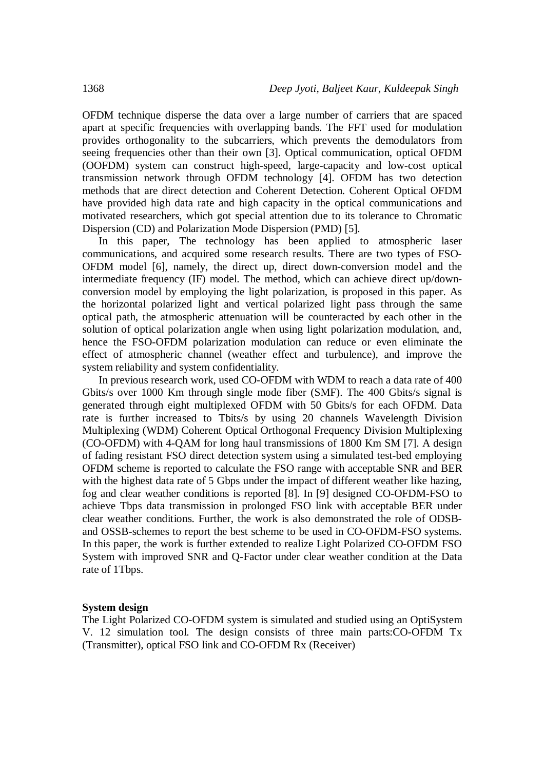OFDM technique disperse the data over a large number of carriers that are spaced apart at specific frequencies with overlapping bands. The FFT used for modulation provides orthogonality to the subcarriers, which prevents the demodulators from seeing frequencies other than their own [3]. Optical communication, optical OFDM (OOFDM) system can construct high-speed, large-capacity and low-cost optical transmission network through OFDM technology [4]. OFDM has two detection methods that are direct detection and Coherent Detection. Coherent Optical OFDM have provided high data rate and high capacity in the optical communications and motivated researchers, which got special attention due to its tolerance to Chromatic Dispersion (CD) and Polarization Mode Dispersion (PMD) [5].

In this paper, The technology has been applied to atmospheric laser communications, and acquired some research results. There are two types of FSO-OFDM model [6], namely, the direct up, direct down-conversion model and the intermediate frequency (IF) model. The method, which can achieve direct up/down-conversion model by employing the light polarization, is proposed in this paper. As the horizontal polarized light and vertical polarized light pass through the same optical path, the atmospheric attenuation will be counteracted by each other in the solution of optical polarization angle when using light polarization modulation, and, hence the FSO-OFDM polarization modulation can reduce or even eliminate the effect of atmospheric channel (weather effect and turbulence), and improve the system reliability and system confidentiality.

In previous research work, used CO-OFDM with WDM to reach a data rate of 400 Gbits/s over 1000 Km through single mode fiber (SMF). The 400 Gbits/s signal is generated through eight multiplexed OFDM with 50 Gbits/s for each OFDM. Data rate is further increased to Tbits/s by using 20 channels Wavelength Division Multiplexing (WDM) Coherent Optical Orthogonal Frequency Division Multiplexing (CO-OFDM) with 4-QAM for long haul transmissions of 1800 Km SM [7]. A design of fading resistant FSO direct detection system using a simulated test-bed employing OFDM scheme is reported to calculate the FSO range with acceptable SNR and BER with the highest data rate of 5 Gbps under the impact of different weather like hazing, fog and clear weather conditions is reported [8]. In [9] designed CO-OFDM-FSO to achieve Tbps data transmission in prolonged FSO link with acceptable BER under clear weather conditions. Further, the work is also demonstrated the role of ODSB- and OSSB-schemes to report the best scheme to be used in CO-OFDM-FSO systems. In this paper, the work is further extended to realize Light Polarized CO-OFDM FSO System with improved SNR and Q-Factor under clear weather condition at the Data rate of 1Tbps.

## System design

The Light Polarized CO-OFDM system is simulated and studied using an OptiSystem V. 12 simulation tool. The design consists of three main parts:CO-OFDM Tx (Transmitter), optical FSO link and CO-OFDM Rx (Receiver)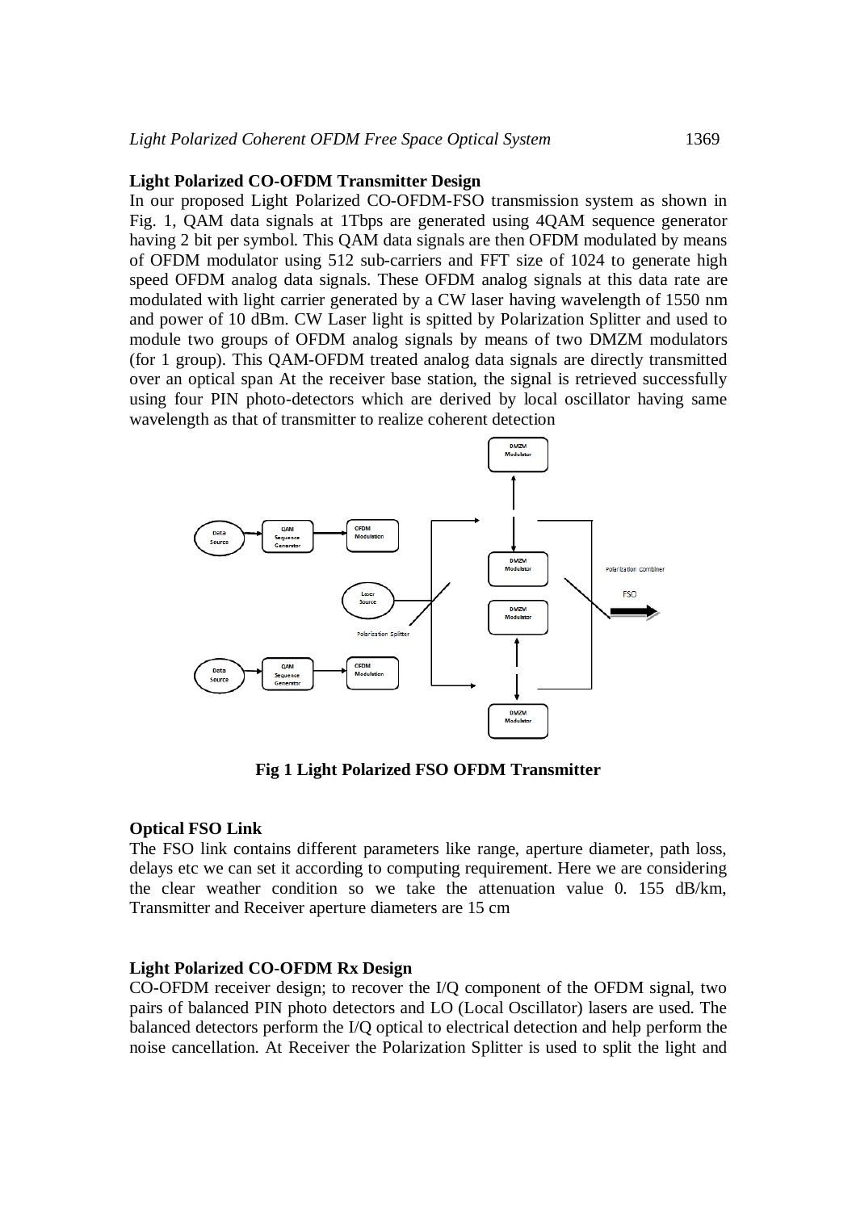### Light Polarized CO-OFDM Transmitter Design

In our proposed Light Polarized CO-OFDM-FSO transmission system as shown in Fig. 1, QAM data signals at 1Tbps are generated using 4QAM sequence generator having 2 bit per symbol. This QAM data signals are then OFDM modulated by means of OFDM modulator using 512 sub-carriers and FFT size of 1024 to generate high speed OFDM analog data signals. These OFDM analog signals at this data rate are modulated with light carrier generated by a CW laser having wavelength of 1550 nm and power of 10 dBm. CW Laser light is spitted by Polarization Splitter and used to module two groups of OFDM analog signals by means of two DMZM modulators (for 1 group). This QAM-OFDM treated analog data signals are directly transmitted over an optical span At the receiver base station, the signal is retrieved successfully using four PIN photo-detectors which are derived by local oscillator having same wavelength as that of transmitter to realize coherent detection

**Fig 1 Light Polarized FSO OFDM Transmitter**

### Optical FSO Link

The FSO link contains different parameters like range, aperture diameter, path loss, delays etc we can set it according to computing requirement. Here we are considering the clear weather condition so we take the attenuation value 0. 155 dB/km, Transmitter and Receiver aperture diameters are 15 cm

### Light Polarized CO-OFDM Rx Design

CO-OFDM receiver design; to recover the I/Q component of the OFDM signal, two pairs of balanced PIN photo detectors and LO (Local Oscillator) lasers are used. The balanced detectors perform the I/Q optical to electrical detection and help perform the noise cancellation. At Receiver the Polarization Splitter is used to split the light and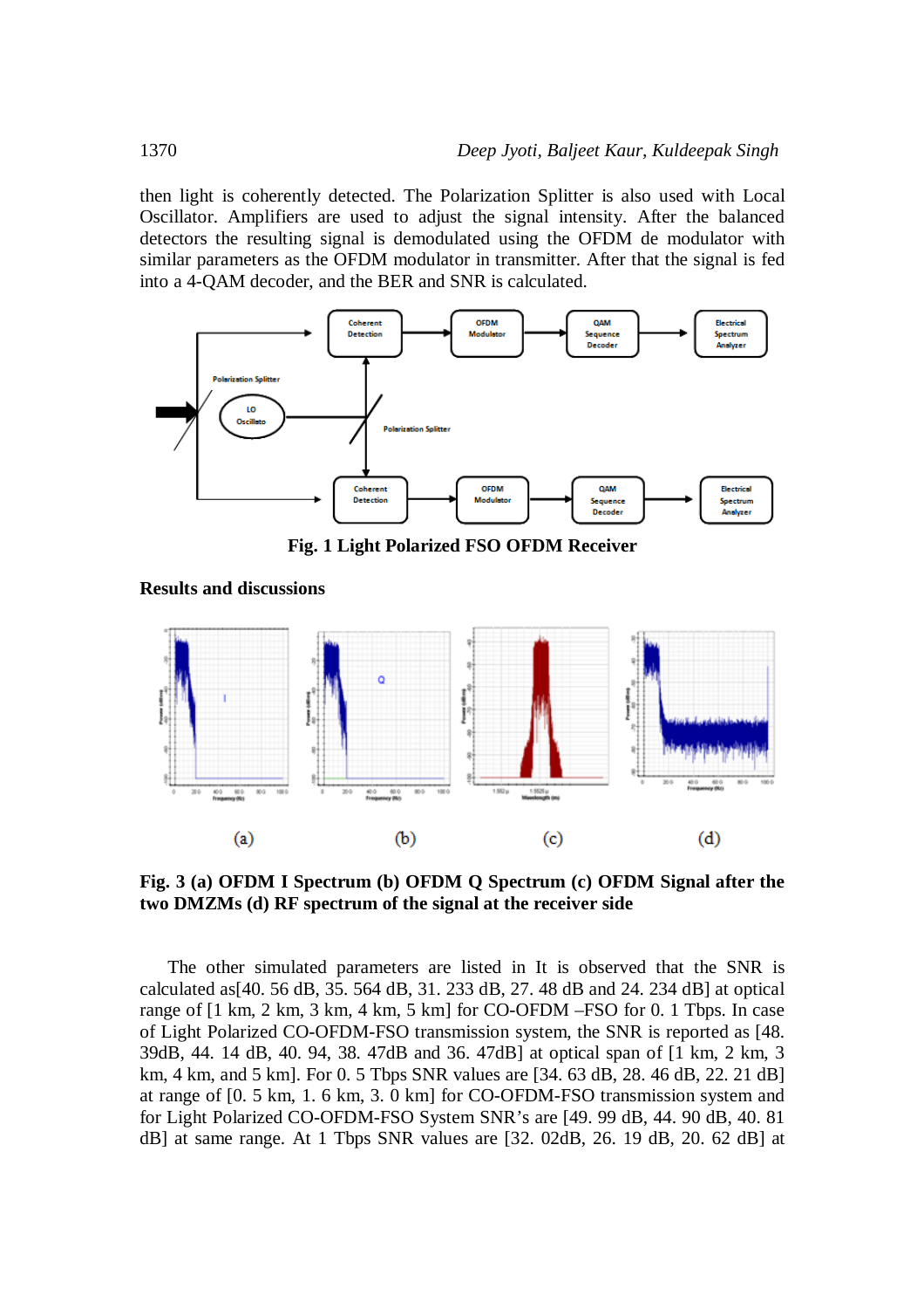then light is coherently detected. The Polarization Splitter is also used with Local Oscillator. Amplifiers are used to adjust the signal intensity. After the balanced detectors the resulting signal is demodulated using the OFDM de modulator with similar parameters as the OFDM modulator in transmitter. After that the signal is fed into a 4-QAM decoder, and the BER and SNR is calculated.

**Fig. 1 Light Polarized FSO OFDM Receiver**

## Results and discussions

(a) (b) (c) (d)

**Fig. 3 (a) OFDM I Spectrum (b) OFDM Q Spectrum (c) OFDM Signal after the two DMZMs (d) RF spectrum of the signal at the receiver side**

The other simulated parameters are listed in It is observed that the SNR is calculated as[40. 56 dB, 35. 564 dB, 31. 233 dB, 27. 48 dB and 24. 234 dB] at optical range of [1 km, 2 km, 3 km, 4 km, 5 km] for CO-OFDM –FSO for 0. 1 Tbps. In case of Light Polarized CO-OFDM-FSO transmission system, the SNR is reported as [48. 39dB, 44. 14 dB, 40. 94, 38. 47dB and 36. 47dB] at optical span of [1 km, 2 km, 3 km, 4 km, and 5 km]. For 0. 5 Tbps SNR values are [34. 63 dB, 28. 46 dB, 22. 21 dB] at range of [0. 5 km, 1. 6 km, 3. 0 km] for CO-OFDM-FSO transmission system and for Light Polarized CO-OFDM-FSO System SNR's are [49. 99 dB, 44. 90 dB, 40. 81 dB] at same range. At 1 Tbps SNR values are [32. 02dB, 26. 19 dB, 20. 62 dB] at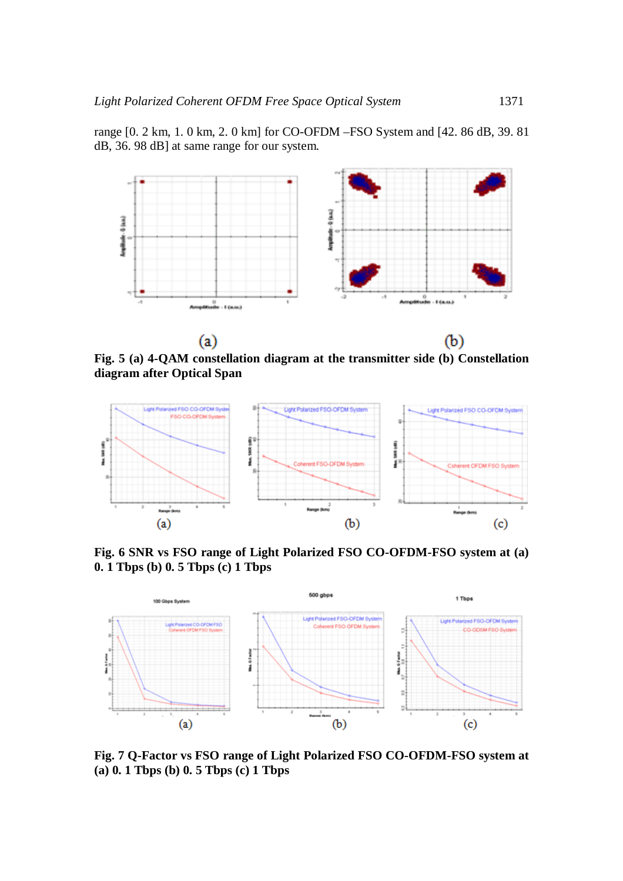range [0. 2 km, 1. 0 km, 2. 0 km] for CO-OFDM –FSO System and [42. 86 dB, 39. 81 dB, 36. 98 dB] at same range for our system.

**Fig. 5 (a) 4-QAM constellation diagram at the transmitter side (b) Constellation diagram after Optical Span**

**Fig. 6 SNR vs FSO range of Light Polarized FSO CO-OFDM-FSO system at (a) 0. 1 Tbps (b) 0. 5 Tbps (c) 1 Tbps**

**Fig. 7 Q-Factor vs FSO range of Light Polarized FSO CO-OFDM-FSO system at (a) 0. 1 Tbps (b) 0. 5 Tbps (c) 1 Tbps**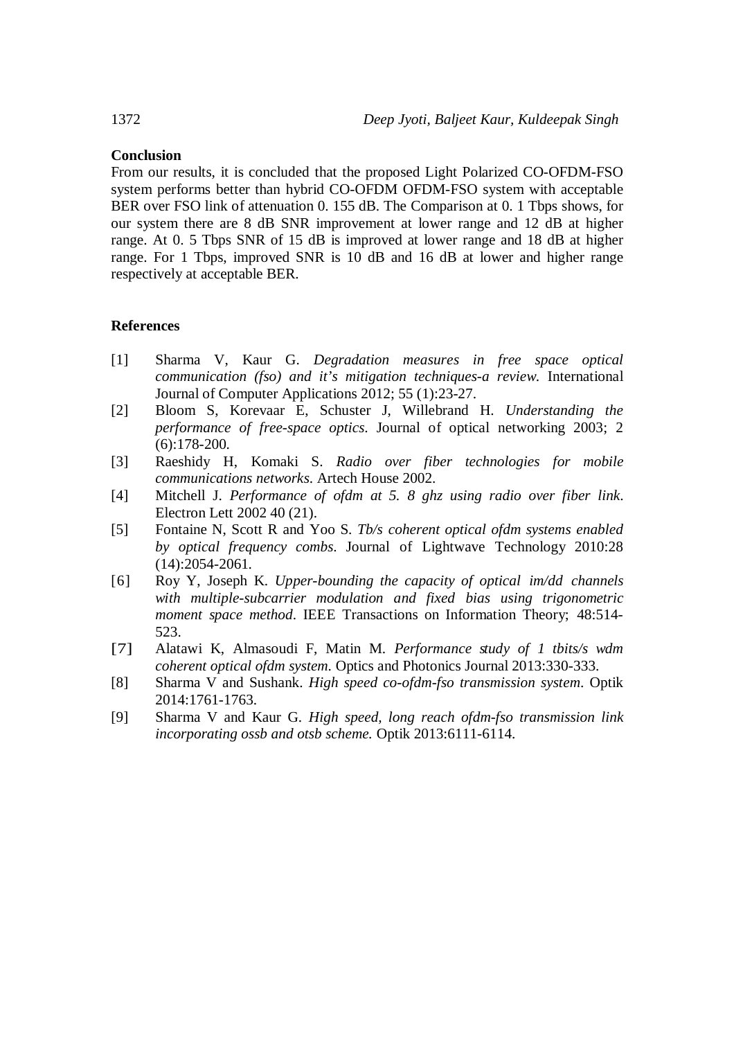## Conclusion

From our results, it is concluded that the proposed Light Polarized CO-OFDM-FSO system performs better than hybrid CO-OFDM OFDM-FSO system with acceptable BER over FSO link of attenuation 0. 155 dB. The Comparison at 0. 1 Tbps shows, for our system there are 8 dB SNR improvement at lower range and 12 dB at higher range. At 0. 5 Tbps SNR of 15 dB is improved at lower range and 18 dB at higher range. For 1 Tbps, improved SNR is 10 dB and 16 dB at lower and higher range respectively at acceptable BER.

## References

[1] Sharma V, Kaur G. *Degradation measures in free space optical communication (fso) and it's mitigation techniques-a review*. International Journal of Computer Applications 2012; 55 (1):23-27.

[2] Bloom S, Korevaar E, Schuster J, Willebrand H. *Understanding the performance of free-space optics*. Journal of optical networking 2003; 2 (6):178-200.

[3] Raeshidy H, Komaki S. *Radio over fiber technologies for mobile communications networks*. Artech House 2002.

[4] Mitchell J. *Performance of ofdm at 5. 8 ghz using radio over fiber link*. Electron Lett 2002 40 (21).

[5] Fontaine N, Scott R and Yoo S. *Tb/s coherent optical ofdm systems enabled by optical frequency combs*. Journal of Lightwave Technology 2010:28 (14):2054-2061.

[6] Roy Y, Joseph K. *Upper-bounding the capacity of optical im/dd channels with multiple-subcarrier modulation and fixed bias using trigonometric moment space method*. IEEE Transactions on Information Theory; 48:514-523.

[7] Alatawi K, Almasoudi F, Matin M. *Performance study of 1 tbits/s wdm coherent optical ofdm system*. Optics and Photonics Journal 2013:330-333.

[8] Sharma V and Sushank. *High speed co-ofdm-fso transmission system*. Optik 2014:1761-1763.

[9] Sharma V and Kaur G. *High speed, long reach ofdm-fso transmission link incorporating ossb and otsb scheme.* Optik 2013:6111-6114.